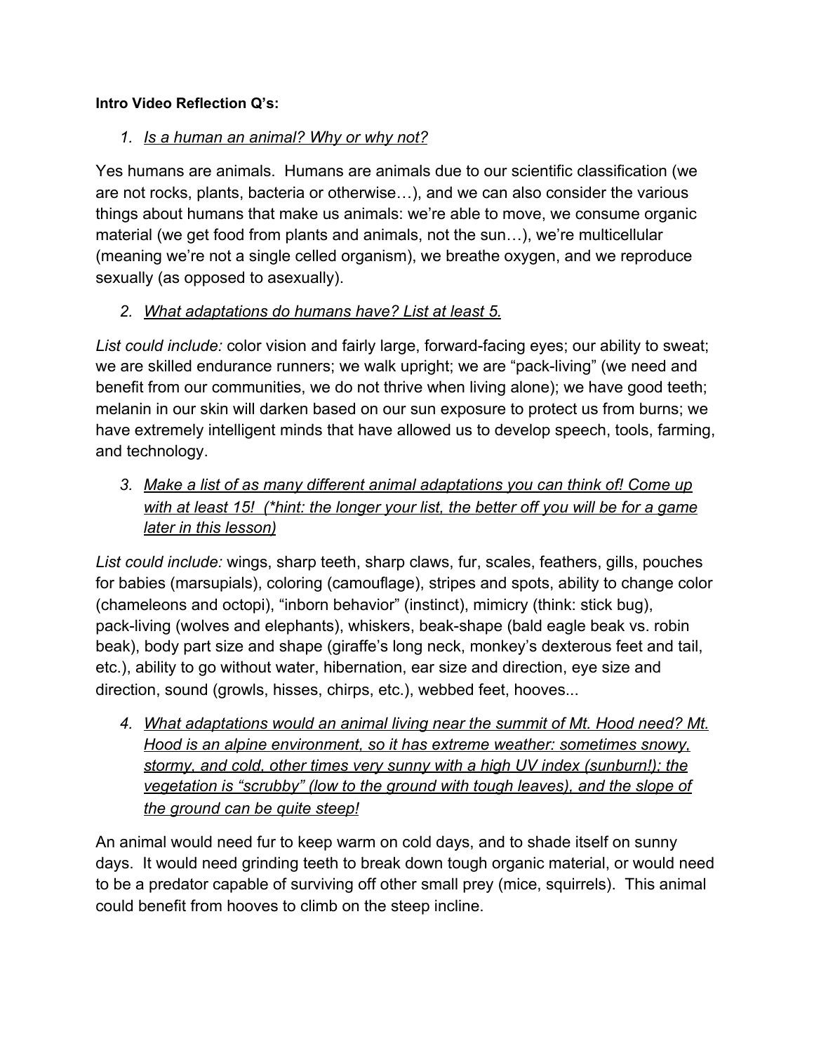**Intro Video Reflection Q's:**

1. *Is a human an animal? Why or why not?*

Yes humans are animals. Humans are animals due to our scientific classification (we are not rocks, plants, bacteria or otherwise…), and we can also consider the various things about humans that make us animals: we're able to move, we consume organic material (we get food from plants and animals, not the sun…), we're multicellular (meaning we're not a single celled organism), we breathe oxygen, and we reproduce sexually (as opposed to asexually).

2. *What adaptations do humans have? List at least 5.*

*List could include:* color vision and fairly large, forward-facing eyes; our ability to sweat; we are skilled endurance runners; we walk upright; we are "pack-living" (we need and benefit from our communities, we do not thrive when living alone); we have good teeth; melanin in our skin will darken based on our sun exposure to protect us from burns; we have extremely intelligent minds that have allowed us to develop speech, tools, farming, and technology.

3. *Make a list of as many different animal adaptations you can think of! Come up with at least 15! (*hint: the longer your list, the better off you will be for a game later in this lesson)*

*List could include:* wings, sharp teeth, sharp claws, fur, scales, feathers, gills, pouches for babies (marsupials), coloring (camouflage), stripes and spots, ability to change color (chameleons and octopi), "inborn behavior" (instinct), mimicry (think: stick bug), pack-living (wolves and elephants), whiskers, beak-shape (bald eagle beak vs. robin beak), body part size and shape (giraffe's long neck, monkey's dexterous feet and tail, etc.), ability to go without water, hibernation, ear size and direction, eye size and direction, sound (growls, hisses, chirps, etc.), webbed feet, hooves...

4. *What adaptations would an animal living near the summit of Mt. Hood need? Mt. Hood is an alpine environment, so it has extreme weather: sometimes snowy, stormy, and cold, other times very sunny with a high UV index (sunburn!); the vegetation is "scrubby" (low to the ground with tough leaves), and the slope of the ground can be quite steep!*

An animal would need fur to keep warm on cold days, and to shade itself on sunny days. It would need grinding teeth to break down tough organic material, or would need to be a predator capable of surviving off other small prey (mice, squirrels). This animal could benefit from hooves to climb on the steep incline.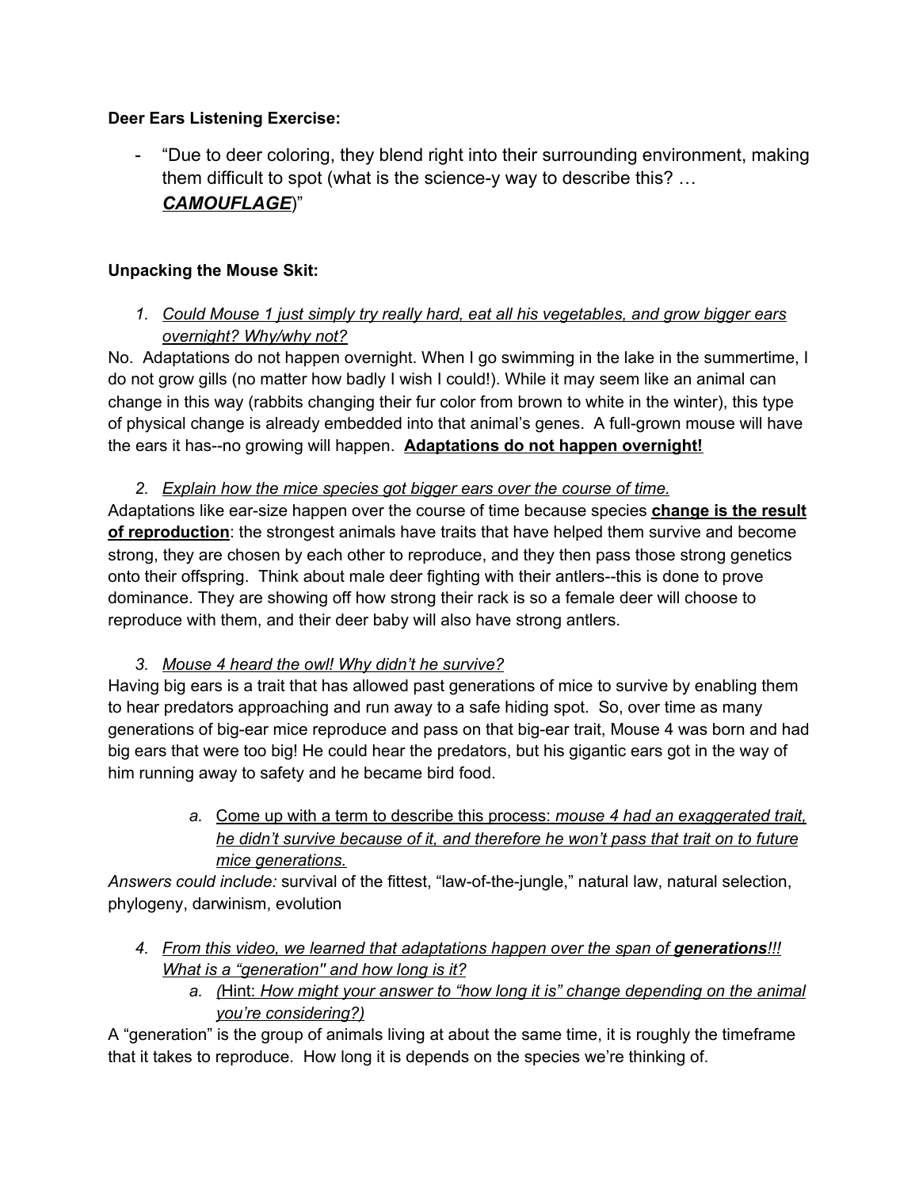**Deer Ears Listening Exercise:**

- "Due to deer coloring, they blend right into their surrounding environment, making them difficult to spot (what is the science-y way to describe this? … ***<u>CAMOUFLAGE</u>***)"

**Unpacking the Mouse Skit:**

1. *<u>Could Mouse 1 just simply try really hard, eat all his vegetables, and grow bigger ears overnight? Why/why not?</u>*

No. Adaptations do not happen overnight. When I go swimming in the lake in the summertime, I do not grow gills (no matter how badly I wish I could!). While it may seem like an animal can change in this way (rabbits changing their fur color from brown to white in the winter), this type of physical change is already embedded into that animal's genes. A full-grown mouse will have the ears it has--no growing will happen. **<u>Adaptations do not happen overnight!</u>**

2. *<u>Explain how the mice species got bigger ears over the course of time.</u>*

Adaptations like ear-size happen over the course of time because species **<u>change is the result of reproduction</u>**: the strongest animals have traits that have helped them survive and become strong, they are chosen by each other to reproduce, and they then pass those strong genetics onto their offspring. Think about male deer fighting with their antlers--this is done to prove dominance. They are showing off how strong their rack is so a female deer will choose to reproduce with them, and their deer baby will also have strong antlers.

3. *<u>Mouse 4 heard the owl! Why didn't he survive?</u>*

Having big ears is a trait that has allowed past generations of mice to survive by enabling them to hear predators approaching and run away to a safe hiding spot. So, over time as many generations of big-ear mice reproduce and pass on that big-ear trait, Mouse 4 was born and had big ears that were too big! He could hear the predators, but his gigantic ears got in the way of him running away to safety and he became bird food.

   a. <u>Come up with a term to describe this process: *mouse 4 had an exaggerated trait, he didn't survive because of it, and therefore he won't pass that trait on to future mice generations.*</u>

*Answers could include:* survival of the fittest, "law-of-the-jungle," natural law, natural selection, phylogeny, darwinism, evolution

4. *<u>From this video, we learned that adaptations happen over the span of **generations**!!! What is a "generation" and how long is it?</u>*

   a. *<u>(</u>*<u>Hint: *How might your answer to "how long it is" change depending on the animal you're considering?)*</u>

A "generation" is the group of animals living at about the same time, it is roughly the timeframe that it takes to reproduce. How long it is depends on the species we're thinking of.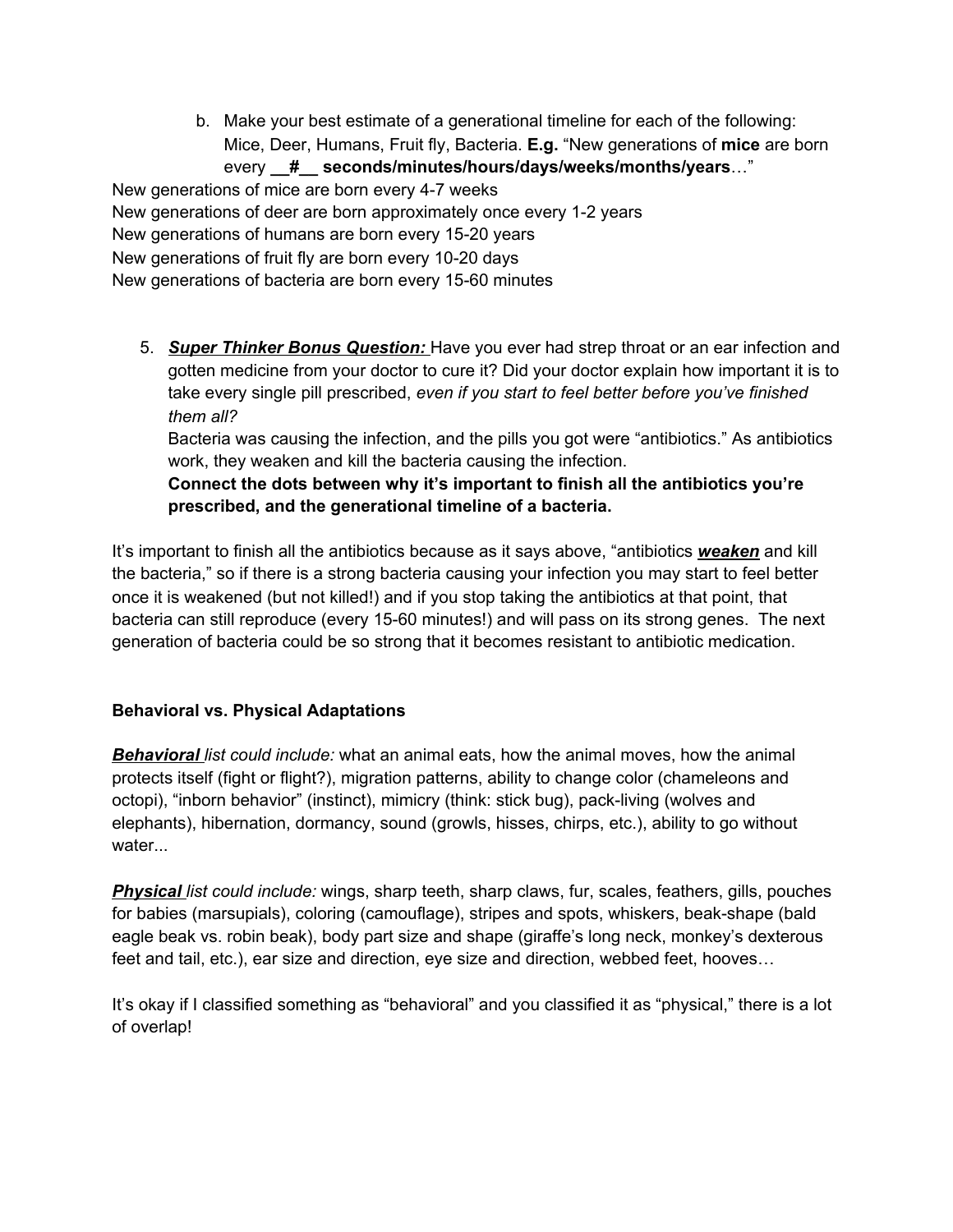b. Make your best estimate of a generational timeline for each of the following: Mice, Deer, Humans, Fruit fly, Bacteria. **E.g.** "New generations of **mice** are born every **__#__ seconds/minutes/hours/days/weeks/months/years**…"

New generations of mice are born every 4-7 weeks
New generations of deer are born approximately once every 1-2 years
New generations of humans are born every 15-20 years
New generations of fruit fly are born every 10-20 days
New generations of bacteria are born every 15-60 minutes

5. ***Super Thinker Bonus Question:*** Have you ever had strep throat or an ear infection and gotten medicine from your doctor to cure it? Did your doctor explain how important it is to take every single pill prescribed, *even if you start to feel better before you've finished them all?*
   Bacteria was causing the infection, and the pills you got were "antibiotics." As antibiotics work, they weaken and kill the bacteria causing the infection.
   **Connect the dots between why it's important to finish all the antibiotics you're prescribed, and the generational timeline of a bacteria.**

It's important to finish all the antibiotics because as it says above, "antibiotics ***weaken*** and kill the bacteria," so if there is a strong bacteria causing your infection you may start to feel better once it is weakened (but not killed!) and if you stop taking the antibiotics at that point, that bacteria can still reproduce (every 15-60 minutes!) and will pass on its strong genes. The next generation of bacteria could be so strong that it becomes resistant to antibiotic medication.

**Behavioral vs. Physical Adaptations**

***Behavioral*** *list could include:* what an animal eats, how the animal moves, how the animal protects itself (fight or flight?), migration patterns, ability to change color (chameleons and octopi), "inborn behavior" (instinct), mimicry (think: stick bug), pack-living (wolves and elephants), hibernation, dormancy, sound (growls, hisses, chirps, etc.), ability to go without water...

***Physical*** *list could include:* wings, sharp teeth, sharp claws, fur, scales, feathers, gills, pouches for babies (marsupials), coloring (camouflage), stripes and spots, whiskers, beak-shape (bald eagle beak vs. robin beak), body part size and shape (giraffe's long neck, monkey's dexterous feet and tail, etc.), ear size and direction, eye size and direction, webbed feet, hooves…

It's okay if I classified something as "behavioral" and you classified it as "physical," there is a lot of overlap!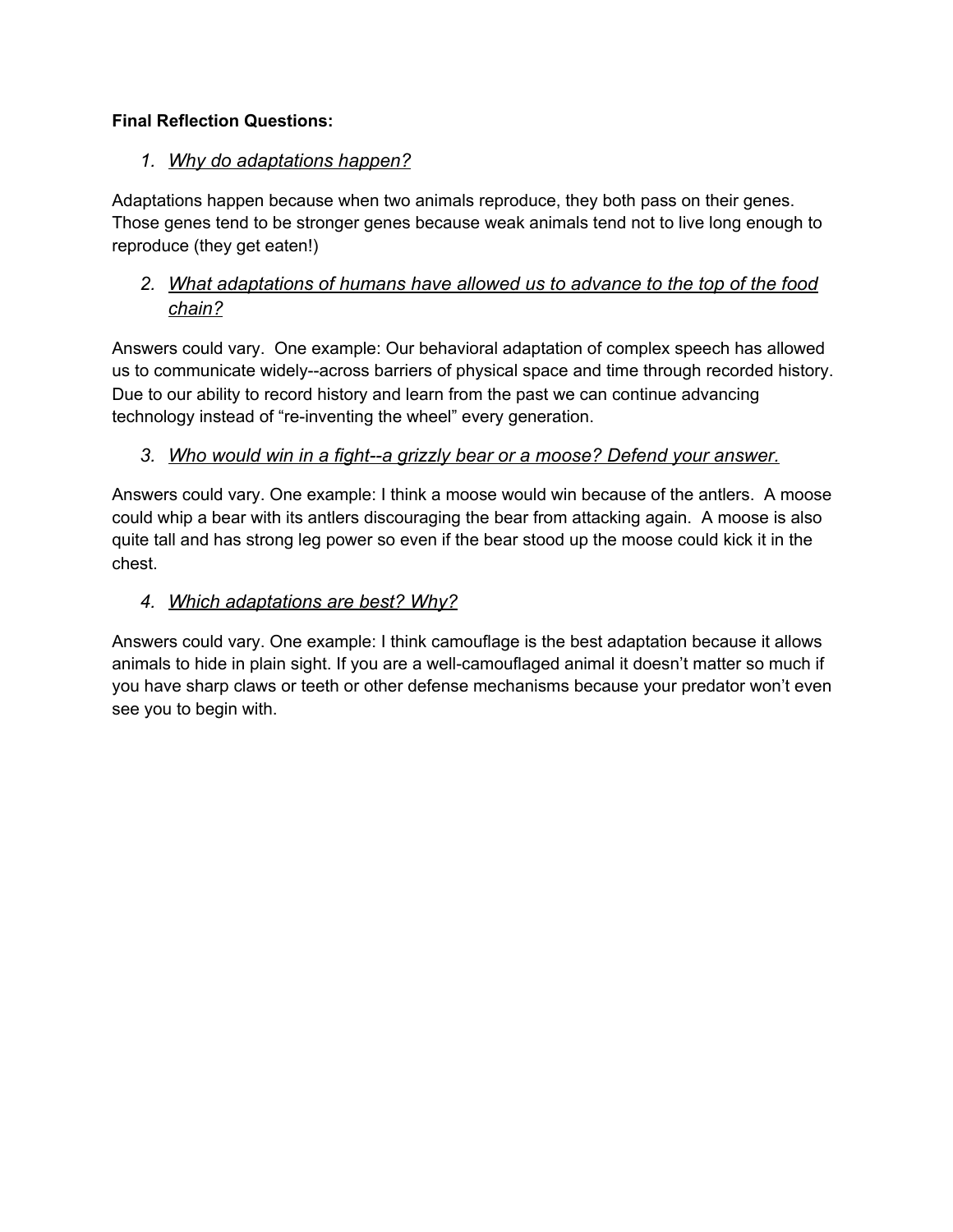**Final Reflection Questions:**

1. *Why do adaptations happen?*

Adaptations happen because when two animals reproduce, they both pass on their genes. Those genes tend to be stronger genes because weak animals tend not to live long enough to reproduce (they get eaten!)

2. *What adaptations of humans have allowed us to advance to the top of the food chain?*

Answers could vary. One example: Our behavioral adaptation of complex speech has allowed us to communicate widely--across barriers of physical space and time through recorded history. Due to our ability to record history and learn from the past we can continue advancing technology instead of “re-inventing the wheel” every generation.

3. *Who would win in a fight--a grizzly bear or a moose? Defend your answer.*

Answers could vary. One example: I think a moose would win because of the antlers. A moose could whip a bear with its antlers discouraging the bear from attacking again. A moose is also quite tall and has strong leg power so even if the bear stood up the moose could kick it in the chest.

4. *Which adaptations are best? Why?*

Answers could vary. One example: I think camouflage is the best adaptation because it allows animals to hide in plain sight. If you are a well-camouflaged animal it doesn’t matter so much if you have sharp claws or teeth or other defense mechanisms because your predator won’t even see you to begin with.